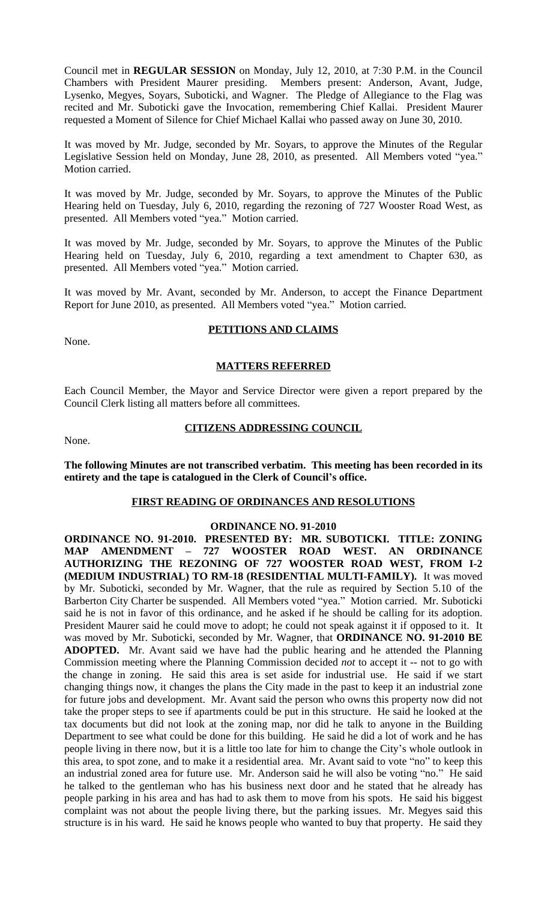Council met in **REGULAR SESSION** on Monday, July 12, 2010, at 7:30 P.M. in the Council Chambers with President Maurer presiding. Members present: Anderson, Avant, Judge, Lysenko, Megyes, Soyars, Suboticki, and Wagner. The Pledge of Allegiance to the Flag was recited and Mr. Suboticki gave the Invocation, remembering Chief Kallai. President Maurer requested a Moment of Silence for Chief Michael Kallai who passed away on June 30, 2010.

It was moved by Mr. Judge, seconded by Mr. Soyars, to approve the Minutes of the Regular Legislative Session held on Monday, June 28, 2010, as presented. All Members voted "yea." Motion carried.

It was moved by Mr. Judge, seconded by Mr. Soyars, to approve the Minutes of the Public Hearing held on Tuesday, July 6, 2010, regarding the rezoning of 727 Wooster Road West, as presented. All Members voted "yea." Motion carried.

It was moved by Mr. Judge, seconded by Mr. Soyars, to approve the Minutes of the Public Hearing held on Tuesday, July 6, 2010, regarding a text amendment to Chapter 630, as presented. All Members voted "yea." Motion carried.

It was moved by Mr. Avant, seconded by Mr. Anderson, to accept the Finance Department Report for June 2010, as presented. All Members voted "yea." Motion carried.

## PETITIONS AND CLAIMS

None.

## MATTERS REFERRED

Each Council Member, the Mayor and Service Director were given a report prepared by the Council Clerk listing all matters before all committees.

## CITIZENS ADDRESSING COUNCIL

None.

**The following Minutes are not transcribed verbatim. This meeting has been recorded in its entirety and the tape is catalogued in the Clerk of Council's office.**

## FIRST READING OF ORDINANCES AND RESOLUTIONS

### ORDINANCE NO. 91-2010

**ORDINANCE NO. 91-2010. PRESENTED BY: MR. SUBOTICKI. TITLE: ZONING MAP AMENDMENT – 727 WOOSTER ROAD WEST. AN ORDINANCE AUTHORIZING THE REZONING OF 727 WOOSTER ROAD WEST, FROM I-2 (MEDIUM INDUSTRIAL) TO RM-18 (RESIDENTIAL MULTI-FAMILY).** It was moved by Mr. Suboticki, seconded by Mr. Wagner, that the rule as required by Section 5.10 of the Barberton City Charter be suspended. All Members voted "yea." Motion carried. Mr. Suboticki said he is not in favor of this ordinance, and he asked if he should be calling for its adoption. President Maurer said he could move to adopt; he could not speak against it if opposed to it. It was moved by Mr. Suboticki, seconded by Mr. Wagner, that **ORDINANCE NO. 91-2010 BE ADOPTED.** Mr. Avant said we have had the public hearing and he attended the Planning Commission meeting where the Planning Commission decided *not* to accept it -- not to go with the change in zoning. He said this area is set aside for industrial use. He said if we start changing things now, it changes the plans the City made in the past to keep it an industrial zone for future jobs and development. Mr. Avant said the person who owns this property now did not take the proper steps to see if apartments could be put in this structure. He said he looked at the tax documents but did not look at the zoning map, nor did he talk to anyone in the Building Department to see what could be done for this building. He said he did a lot of work and he has people living in there now, but it is a little too late for him to change the City's whole outlook in this area, to spot zone, and to make it a residential area. Mr. Avant said to vote "no" to keep this an industrial zoned area for future use. Mr. Anderson said he will also be voting "no." He said he talked to the gentleman who has his business next door and he stated that he already has people parking in his area and has had to ask them to move from his spots. He said his biggest complaint was not about the people living there, but the parking issues. Mr. Megyes said this structure is in his ward. He said he knows people who wanted to buy that property. He said they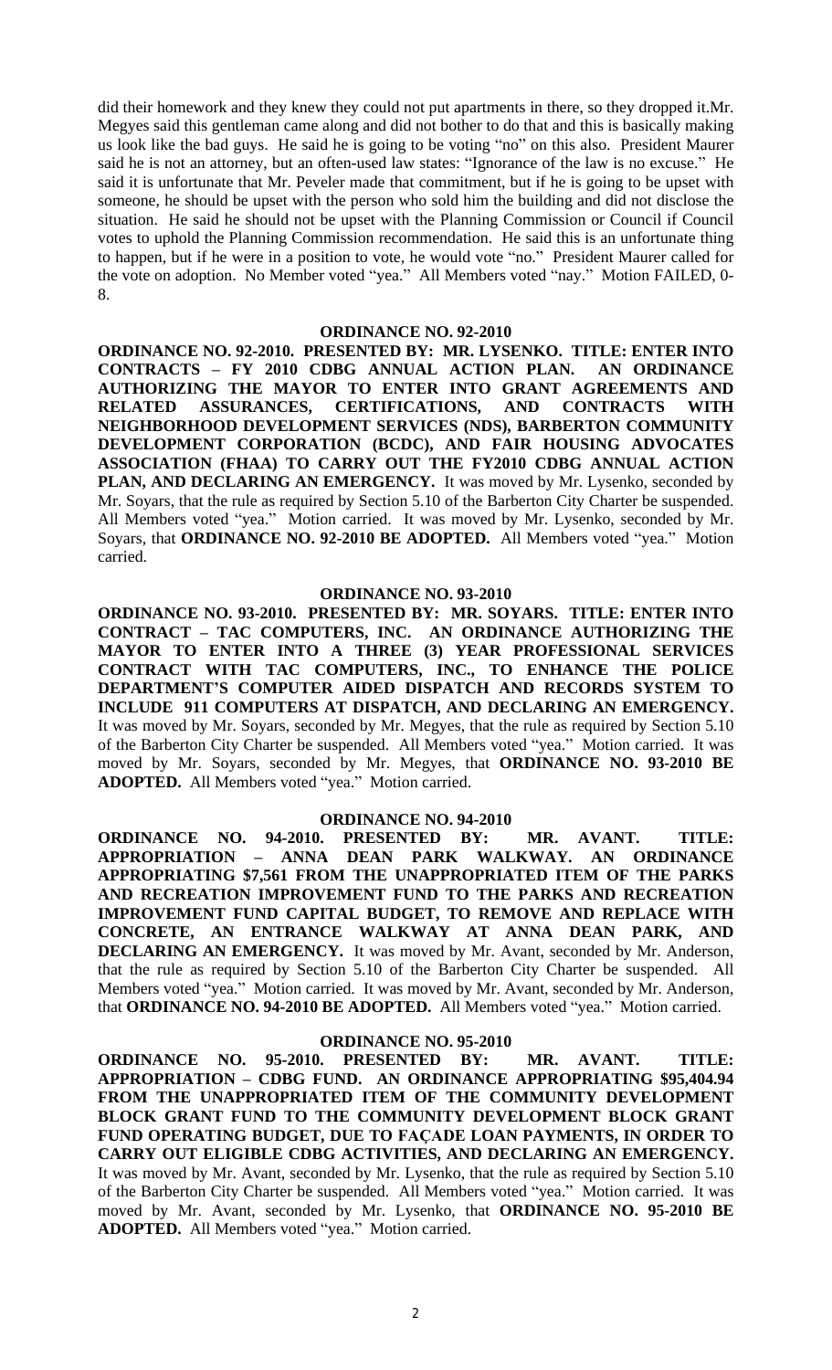did their homework and they knew they could not put apartments in there, so they dropped it.Mr. Megyes said this gentleman came along and did not bother to do that and this is basically making us look like the bad guys. He said he is going to be voting "no" on this also. President Maurer said he is not an attorney, but an often-used law states: "Ignorance of the law is no excuse." He said it is unfortunate that Mr. Peveler made that commitment, but if he is going to be upset with someone, he should be upset with the person who sold him the building and did not disclose the situation. He said he should not be upset with the Planning Commission or Council if Council votes to uphold the Planning Commission recommendation. He said this is an unfortunate thing to happen, but if he were in a position to vote, he would vote "no." President Maurer called for the vote on adoption. No Member voted "yea." All Members voted "nay." Motion FAILED, 0-8.

## ORDINANCE NO. 92-2010

**ORDINANCE NO. 92-2010. PRESENTED BY: MR. LYSENKO. TITLE: ENTER INTO CONTRACTS – FY 2010 CDBG ANNUAL ACTION PLAN. AN ORDINANCE AUTHORIZING THE MAYOR TO ENTER INTO GRANT AGREEMENTS AND RELATED ASSURANCES, CERTIFICATIONS, AND CONTRACTS WITH NEIGHBORHOOD DEVELOPMENT SERVICES (NDS), BARBERTON COMMUNITY DEVELOPMENT CORPORATION (BCDC), AND FAIR HOUSING ADVOCATES ASSOCIATION (FHAA) TO CARRY OUT THE FY2010 CDBG ANNUAL ACTION PLAN, AND DECLARING AN EMERGENCY.** It was moved by Mr. Lysenko, seconded by Mr. Soyars, that the rule as required by Section 5.10 of the Barberton City Charter be suspended. All Members voted "yea." Motion carried. It was moved by Mr. Lysenko, seconded by Mr. Soyars, that **ORDINANCE NO. 92-2010 BE ADOPTED.** All Members voted "yea." Motion carried.

## ORDINANCE NO. 93-2010

**ORDINANCE NO. 93-2010. PRESENTED BY: MR. SOYARS. TITLE: ENTER INTO CONTRACT – TAC COMPUTERS, INC. AN ORDINANCE AUTHORIZING THE MAYOR TO ENTER INTO A THREE (3) YEAR PROFESSIONAL SERVICES CONTRACT WITH TAC COMPUTERS, INC., TO ENHANCE THE POLICE DEPARTMENT'S COMPUTER AIDED DISPATCH AND RECORDS SYSTEM TO INCLUDE 911 COMPUTERS AT DISPATCH, AND DECLARING AN EMERGENCY.** It was moved by Mr. Soyars, seconded by Mr. Megyes, that the rule as required by Section 5.10 of the Barberton City Charter be suspended. All Members voted "yea." Motion carried. It was moved by Mr. Soyars, seconded by Mr. Megyes, that **ORDINANCE NO. 93-2010 BE ADOPTED.** All Members voted "yea." Motion carried.

## ORDINANCE NO. 94-2010

**ORDINANCE NO. 94-2010. PRESENTED BY: MR. AVANT. TITLE: APPROPRIATION – ANNA DEAN PARK WALKWAY. AN ORDINANCE APPROPRIATING $7,561 FROM THE UNAPPROPRIATED ITEM OF THE PARKS AND RECREATION IMPROVEMENT FUND TO THE PARKS AND RECREATION IMPROVEMENT FUND CAPITAL BUDGET, TO REMOVE AND REPLACE WITH CONCRETE, AN ENTRANCE WALKWAY AT ANNA DEAN PARK, AND DECLARING AN EMERGENCY.** It was moved by Mr. Avant, seconded by Mr. Anderson, that the rule as required by Section 5.10 of the Barberton City Charter be suspended. All Members voted "yea." Motion carried. It was moved by Mr. Avant, seconded by Mr. Anderson, that **ORDINANCE NO. 94-2010 BE ADOPTED.** All Members voted "yea." Motion carried.

## ORDINANCE NO. 95-2010

**ORDINANCE NO. 95-2010. PRESENTED BY: MR. AVANT. TITLE: APPROPRIATION – CDBG FUND. AN ORDINANCE APPROPRIATING $95,404.94 FROM THE UNAPPROPRIATED ITEM OF THE COMMUNITY DEVELOPMENT BLOCK GRANT FUND TO THE COMMUNITY DEVELOPMENT BLOCK GRANT FUND OPERATING BUDGET, DUE TO FAÇADE LOAN PAYMENTS, IN ORDER TO CARRY OUT ELIGIBLE CDBG ACTIVITIES, AND DECLARING AN EMERGENCY.** It was moved by Mr. Avant, seconded by Mr. Lysenko, that the rule as required by Section 5.10 of the Barberton City Charter be suspended. All Members voted "yea." Motion carried. It was moved by Mr. Avant, seconded by Mr. Lysenko, that **ORDINANCE NO. 95-2010 BE ADOPTED.** All Members voted "yea." Motion carried.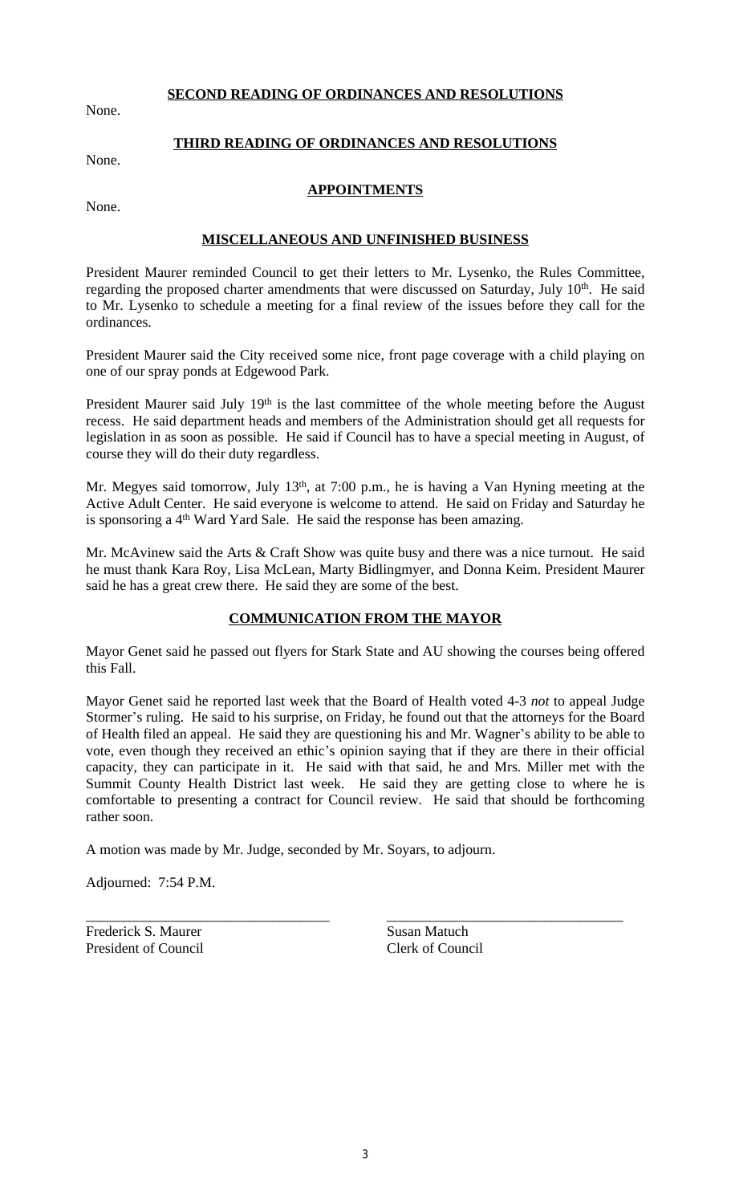**SECOND READING OF ORDINANCES AND RESOLUTIONS**

None.

**THIRD READING OF ORDINANCES AND RESOLUTIONS**

None.

**APPOINTMENTS**

None.

**MISCELLANEOUS AND UNFINISHED BUSINESS**

President Maurer reminded Council to get their letters to Mr. Lysenko, the Rules Committee, regarding the proposed charter amendments that were discussed on Saturday, July 10th. He said to Mr. Lysenko to schedule a meeting for a final review of the issues before they call for the ordinances.

President Maurer said the City received some nice, front page coverage with a child playing on one of our spray ponds at Edgewood Park.

President Maurer said July 19th is the last committee of the whole meeting before the August recess. He said department heads and members of the Administration should get all requests for legislation in as soon as possible. He said if Council has to have a special meeting in August, of course they will do their duty regardless.

Mr. Megyes said tomorrow, July 13th, at 7:00 p.m., he is having a Van Hyning meeting at the Active Adult Center. He said everyone is welcome to attend. He said on Friday and Saturday he is sponsoring a 4th Ward Yard Sale. He said the response has been amazing.

Mr. McAvinew said the Arts & Craft Show was quite busy and there was a nice turnout. He said he must thank Kara Roy, Lisa McLean, Marty Bidlingmyer, and Donna Keim. President Maurer said he has a great crew there. He said they are some of the best.

**COMMUNICATION FROM THE MAYOR**

Mayor Genet said he passed out flyers for Stark State and AU showing the courses being offered this Fall.

Mayor Genet said he reported last week that the Board of Health voted 4-3 *not* to appeal Judge Stormer's ruling. He said to his surprise, on Friday, he found out that the attorneys for the Board of Health filed an appeal. He said they are questioning his and Mr. Wagner's ability to be able to vote, even though they received an ethic's opinion saying that if they are there in their official capacity, they can participate in it. He said with that said, he and Mrs. Miller met with the Summit County Health District last week. He said they are getting close to where he is comfortable to presenting a contract for Council review. He said that should be forthcoming rather soon.

A motion was made by Mr. Judge, seconded by Mr. Soyars, to adjourn.

Adjourned: 7:54 P.M.

| | |
|---|---|
| \_\_\_\_\_\_\_\_\_\_\_\_\_\_\_\_\_\_\_\_\_\_\_\_\_\_\_\_\_\_ | \_\_\_\_\_\_\_\_\_\_\_\_\_\_\_\_\_\_\_\_\_\_\_\_\_\_\_\_\_\_ |
| Frederick S. Maurer | Susan Matuch |
| President of Council | Clerk of Council |